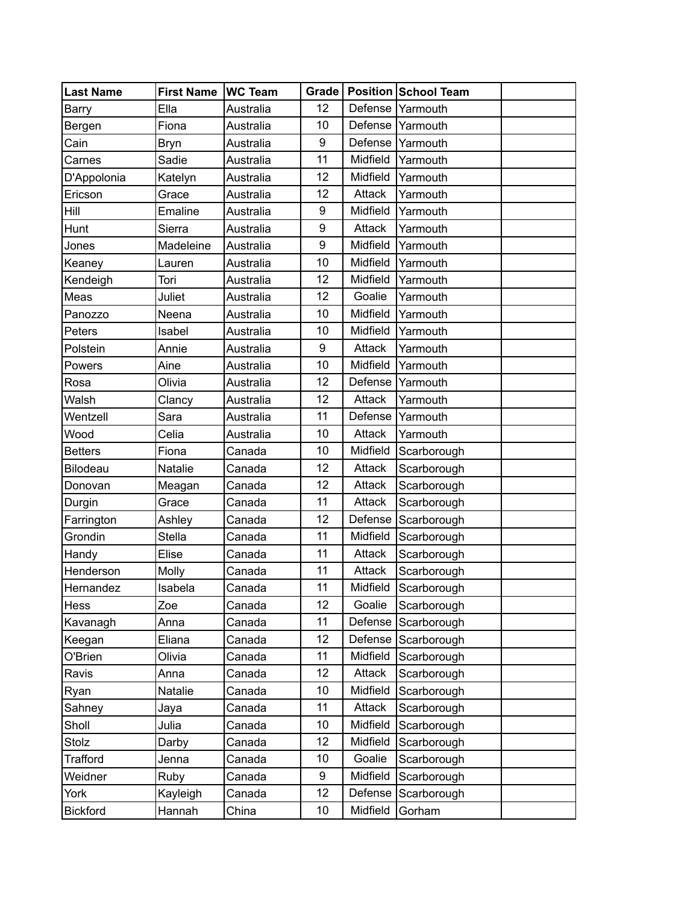| Last Name | First Name | WC Team | Grade | Position | School Team | |
|---|---|---|---|---|---|---|
| Barry | Ella | Australia | 12 | Defense | Yarmouth | |
| Bergen | Fiona | Australia | 10 | Defense | Yarmouth | |
| Cain | Bryn | Australia | 9 | Defense | Yarmouth | |
| Carnes | Sadie | Australia | 11 | Midfield | Yarmouth | |
| D'Appolonia | Katelyn | Australia | 12 | Midfield | Yarmouth | |
| Ericson | Grace | Australia | 12 | Attack | Yarmouth | |
| Hill | Emaline | Australia | 9 | Midfield | Yarmouth | |
| Hunt | Sierra | Australia | 9 | Attack | Yarmouth | |
| Jones | Madeleine | Australia | 9 | Midfield | Yarmouth | |
| Keaney | Lauren | Australia | 10 | Midfield | Yarmouth | |
| Kendeigh | Tori | Australia | 12 | Midfield | Yarmouth | |
| Meas | Juliet | Australia | 12 | Goalie | Yarmouth | |
| Panozzo | Neena | Australia | 10 | Midfield | Yarmouth | |
| Peters | Isabel | Australia | 10 | Midfield | Yarmouth | |
| Polstein | Annie | Australia | 9 | Attack | Yarmouth | |
| Powers | Aine | Australia | 10 | Midfield | Yarmouth | |
| Rosa | Olivia | Australia | 12 | Defense | Yarmouth | |
| Walsh | Clancy | Australia | 12 | Attack | Yarmouth | |
| Wentzell | Sara | Australia | 11 | Defense | Yarmouth | |
| Wood | Celia | Australia | 10 | Attack | Yarmouth | |
| Betters | Fiona | Canada | 10 | Midfield | Scarborough | |
| Bilodeau | Natalie | Canada | 12 | Attack | Scarborough | |
| Donovan | Meagan | Canada | 12 | Attack | Scarborough | |
| Durgin | Grace | Canada | 11 | Attack | Scarborough | |
| Farrington | Ashley | Canada | 12 | Defense | Scarborough | |
| Grondin | Stella | Canada | 11 | Midfield | Scarborough | |
| Handy | Elise | Canada | 11 | Attack | Scarborough | |
| Henderson | Molly | Canada | 11 | Attack | Scarborough | |
| Hernandez | Isabela | Canada | 11 | Midfield | Scarborough | |
| Hess | Zoe | Canada | 12 | Goalie | Scarborough | |
| Kavanagh | Anna | Canada | 11 | Defense | Scarborough | |
| Keegan | Eliana | Canada | 12 | Defense | Scarborough | |
| O'Brien | Olivia | Canada | 11 | Midfield | Scarborough | |
| Ravis | Anna | Canada | 12 | Attack | Scarborough | |
| Ryan | Natalie | Canada | 10 | Midfield | Scarborough | |
| Sahney | Jaya | Canada | 11 | Attack | Scarborough | |
| Sholl | Julia | Canada | 10 | Midfield | Scarborough | |
| Stolz | Darby | Canada | 12 | Midfield | Scarborough | |
| Trafford | Jenna | Canada | 10 | Goalie | Scarborough | |
| Weidner | Ruby | Canada | 9 | Midfield | Scarborough | |
| York | Kayleigh | Canada | 12 | Defense | Scarborough | |
| Bickford | Hannah | China | 10 | Midfield | Gorham | |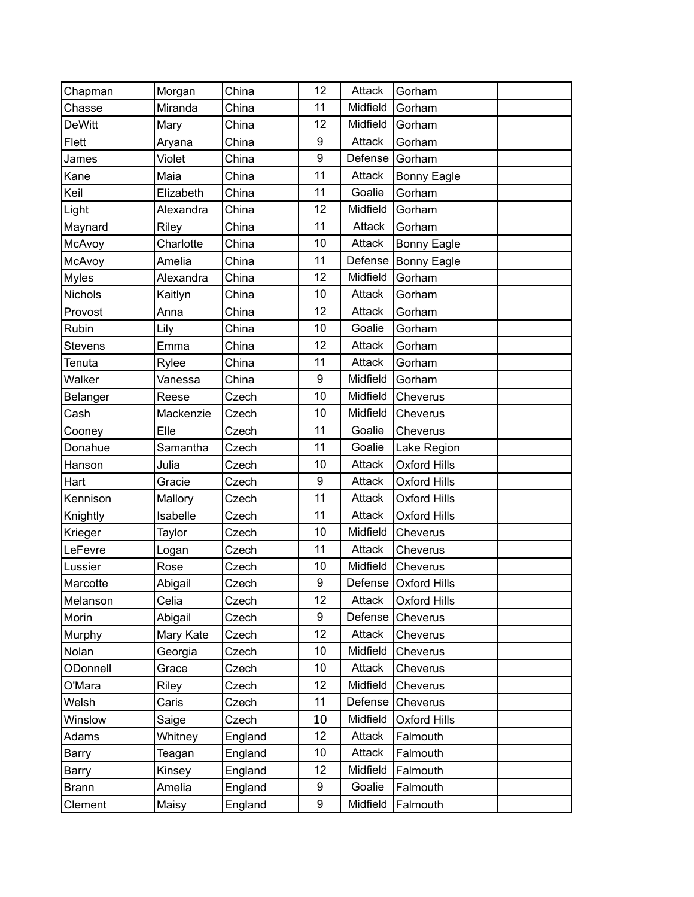| | | | | | | |
|---|---|---|---|---|---|---|
| Chapman | Morgan | China | 12 | Attack | Gorham | |
| Chasse | Miranda | China | 11 | Midfield | Gorham | |
| DeWitt | Mary | China | 12 | Midfield | Gorham | |
| Flett | Aryana | China | 9 | Attack | Gorham | |
| James | Violet | China | 9 | Defense | Gorham | |
| Kane | Maia | China | 11 | Attack | Bonny Eagle | |
| Keil | Elizabeth | China | 11 | Goalie | Gorham | |
| Light | Alexandra | China | 12 | Midfield | Gorham | |
| Maynard | Riley | China | 11 | Attack | Gorham | |
| McAvoy | Charlotte | China | 10 | Attack | Bonny Eagle | |
| McAvoy | Amelia | China | 11 | Defense | Bonny Eagle | |
| Myles | Alexandra | China | 12 | Midfield | Gorham | |
| Nichols | Kaitlyn | China | 10 | Attack | Gorham | |
| Provost | Anna | China | 12 | Attack | Gorham | |
| Rubin | Lily | China | 10 | Goalie | Gorham | |
| Stevens | Emma | China | 12 | Attack | Gorham | |
| Tenuta | Rylee | China | 11 | Attack | Gorham | |
| Walker | Vanessa | China | 9 | Midfield | Gorham | |
| Belanger | Reese | Czech | 10 | Midfield | Cheverus | |
| Cash | Mackenzie | Czech | 10 | Midfield | Cheverus | |
| Cooney | Elle | Czech | 11 | Goalie | Cheverus | |
| Donahue | Samantha | Czech | 11 | Goalie | Lake Region | |
| Hanson | Julia | Czech | 10 | Attack | Oxford Hills | |
| Hart | Gracie | Czech | 9 | Attack | Oxford Hills | |
| Kennison | Mallory | Czech | 11 | Attack | Oxford Hills | |
| Knightly | Isabelle | Czech | 11 | Attack | Oxford Hills | |
| Krieger | Taylor | Czech | 10 | Midfield | Cheverus | |
| LeFevre | Logan | Czech | 11 | Attack | Cheverus | |
| Lussier | Rose | Czech | 10 | Midfield | Cheverus | |
| Marcotte | Abigail | Czech | 9 | Defense | Oxford Hills | |
| Melanson | Celia | Czech | 12 | Attack | Oxford Hills | |
| Morin | Abigail | Czech | 9 | Defense | Cheverus | |
| Murphy | Mary Kate | Czech | 12 | Attack | Cheverus | |
| Nolan | Georgia | Czech | 10 | Midfield | Cheverus | |
| ODonnell | Grace | Czech | 10 | Attack | Cheverus | |
| O'Mara | Riley | Czech | 12 | Midfield | Cheverus | |
| Welsh | Caris | Czech | 11 | Defense | Cheverus | |
| Winslow | Saige | Czech | 10 | Midfield | Oxford Hills | |
| Adams | Whitney | England | 12 | Attack | Falmouth | |
| Barry | Teagan | England | 10 | Attack | Falmouth | |
| Barry | Kinsey | England | 12 | Midfield | Falmouth | |
| Brann | Amelia | England | 9 | Goalie | Falmouth | |
| Clement | Maisy | England | 9 | Midfield | Falmouth | |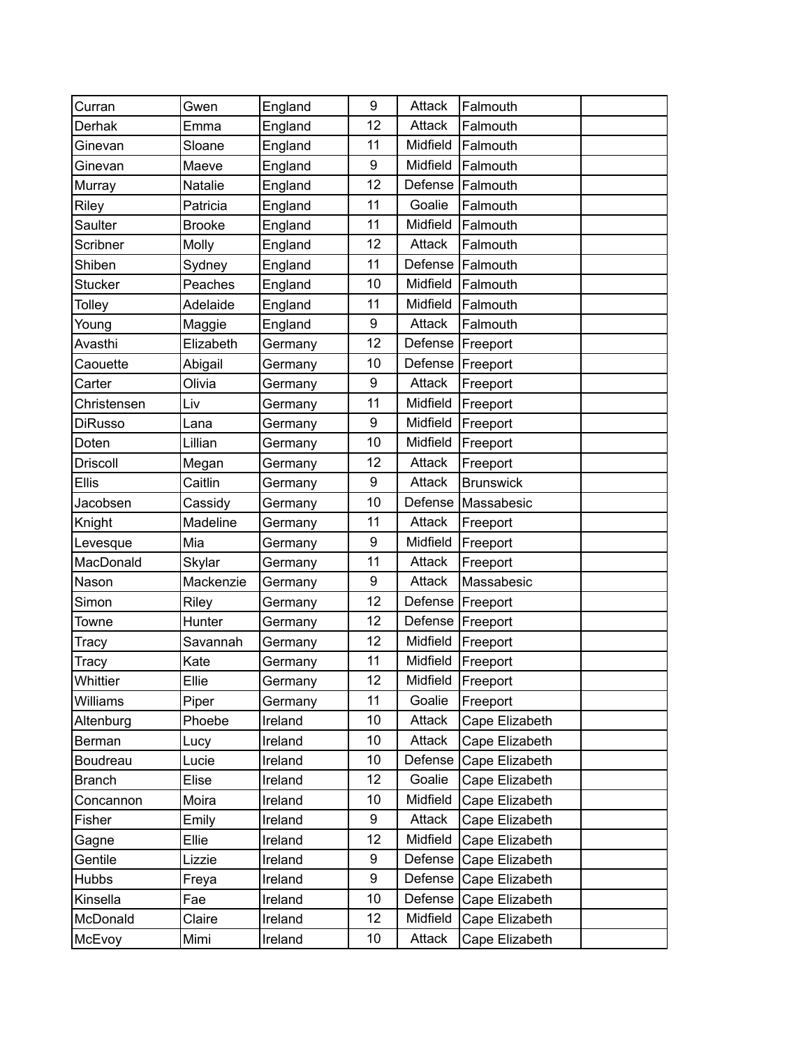| | | | | | | |
|---|---|---|---|---|---|---|
| Curran | Gwen | England | 9 | Attack | Falmouth | |
| Derhak | Emma | England | 12 | Attack | Falmouth | |
| Ginevan | Sloane | England | 11 | Midfield | Falmouth | |
| Ginevan | Maeve | England | 9 | Midfield | Falmouth | |
| Murray | Natalie | England | 12 | Defense | Falmouth | |
| Riley | Patricia | England | 11 | Goalie | Falmouth | |
| Saulter | Brooke | England | 11 | Midfield | Falmouth | |
| Scribner | Molly | England | 12 | Attack | Falmouth | |
| Shiben | Sydney | England | 11 | Defense | Falmouth | |
| Stucker | Peaches | England | 10 | Midfield | Falmouth | |
| Tolley | Adelaide | England | 11 | Midfield | Falmouth | |
| Young | Maggie | England | 9 | Attack | Falmouth | |
| Avasthi | Elizabeth | Germany | 12 | Defense | Freeport | |
| Caouette | Abigail | Germany | 10 | Defense | Freeport | |
| Carter | Olivia | Germany | 9 | Attack | Freeport | |
| Christensen | Liv | Germany | 11 | Midfield | Freeport | |
| DiRusso | Lana | Germany | 9 | Midfield | Freeport | |
| Doten | Lillian | Germany | 10 | Midfield | Freeport | |
| Driscoll | Megan | Germany | 12 | Attack | Freeport | |
| Ellis | Caitlin | Germany | 9 | Attack | Brunswick | |
| Jacobsen | Cassidy | Germany | 10 | Defense | Massabesic | |
| Knight | Madeline | Germany | 11 | Attack | Freeport | |
| Levesque | Mia | Germany | 9 | Midfield | Freeport | |
| MacDonald | Skylar | Germany | 11 | Attack | Freeport | |
| Nason | Mackenzie | Germany | 9 | Attack | Massabesic | |
| Simon | Riley | Germany | 12 | Defense | Freeport | |
| Towne | Hunter | Germany | 12 | Defense | Freeport | |
| Tracy | Savannah | Germany | 12 | Midfield | Freeport | |
| Tracy | Kate | Germany | 11 | Midfield | Freeport | |
| Whittier | Ellie | Germany | 12 | Midfield | Freeport | |
| Williams | Piper | Germany | 11 | Goalie | Freeport | |
| Altenburg | Phoebe | Ireland | 10 | Attack | Cape Elizabeth | |
| Berman | Lucy | Ireland | 10 | Attack | Cape Elizabeth | |
| Boudreau | Lucie | Ireland | 10 | Defense | Cape Elizabeth | |
| Branch | Elise | Ireland | 12 | Goalie | Cape Elizabeth | |
| Concannon | Moira | Ireland | 10 | Midfield | Cape Elizabeth | |
| Fisher | Emily | Ireland | 9 | Attack | Cape Elizabeth | |
| Gagne | Ellie | Ireland | 12 | Midfield | Cape Elizabeth | |
| Gentile | Lizzie | Ireland | 9 | Defense | Cape Elizabeth | |
| Hubbs | Freya | Ireland | 9 | Defense | Cape Elizabeth | |
| Kinsella | Fae | Ireland | 10 | Defense | Cape Elizabeth | |
| McDonald | Claire | Ireland | 12 | Midfield | Cape Elizabeth | |
| McEvoy | Mimi | Ireland | 10 | Attack | Cape Elizabeth | |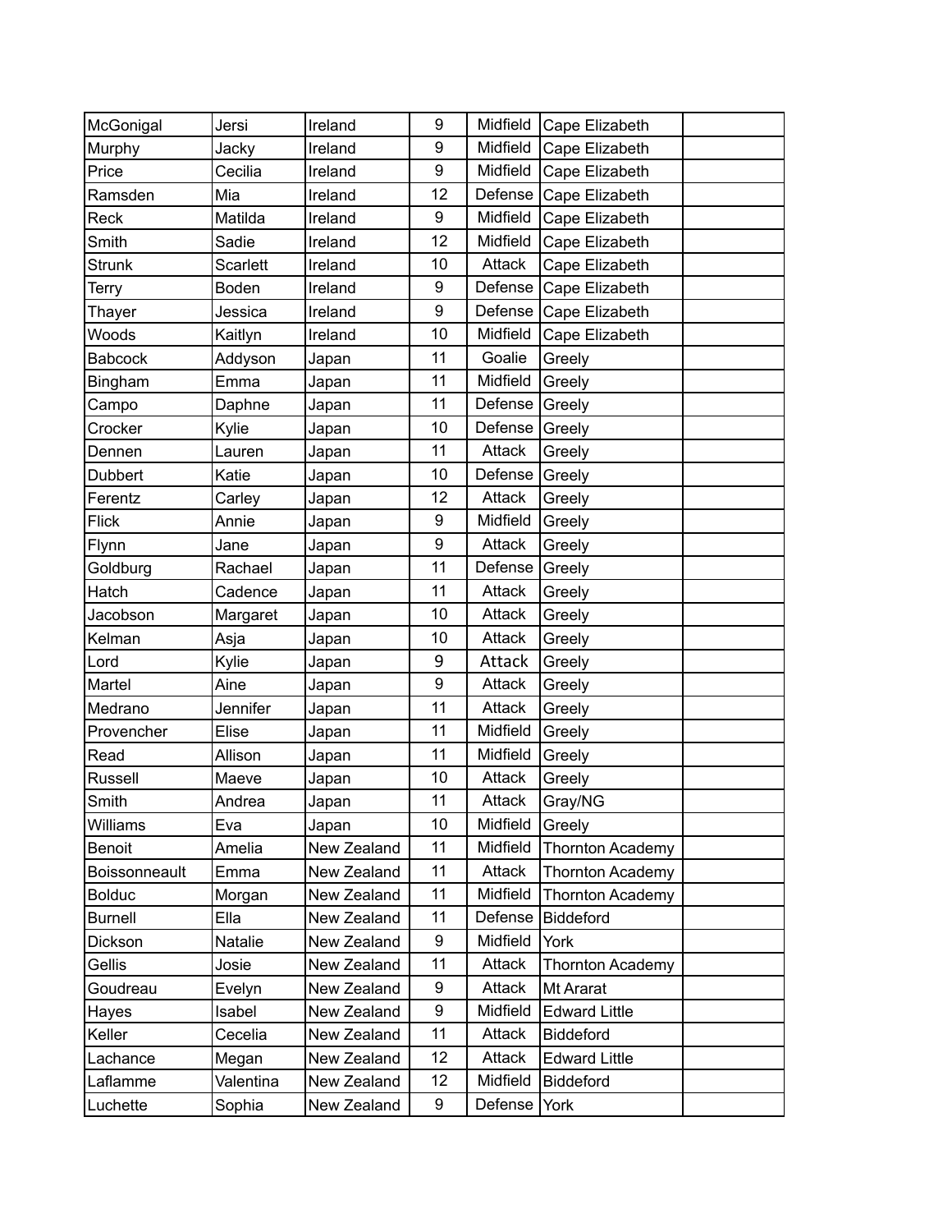| | | | | | | |
|---|---|---|---|---|---|---|
| McGonigal | Jersi | Ireland | 9 | Midfield | Cape Elizabeth | |
| Murphy | Jacky | Ireland | 9 | Midfield | Cape Elizabeth | |
| Price | Cecilia | Ireland | 9 | Midfield | Cape Elizabeth | |
| Ramsden | Mia | Ireland | 12 | Defense | Cape Elizabeth | |
| Reck | Matilda | Ireland | 9 | Midfield | Cape Elizabeth | |
| Smith | Sadie | Ireland | 12 | Midfield | Cape Elizabeth | |
| Strunk | Scarlett | Ireland | 10 | Attack | Cape Elizabeth | |
| Terry | Boden | Ireland | 9 | Defense | Cape Elizabeth | |
| Thayer | Jessica | Ireland | 9 | Defense | Cape Elizabeth | |
| Woods | Kaitlyn | Ireland | 10 | Midfield | Cape Elizabeth | |
| Babcock | Addyson | Japan | 11 | Goalie | Greely | |
| Bingham | Emma | Japan | 11 | Midfield | Greely | |
| Campo | Daphne | Japan | 11 | Defense | Greely | |
| Crocker | Kylie | Japan | 10 | Defense | Greely | |
| Dennen | Lauren | Japan | 11 | Attack | Greely | |
| Dubbert | Katie | Japan | 10 | Defense | Greely | |
| Ferentz | Carley | Japan | 12 | Attack | Greely | |
| Flick | Annie | Japan | 9 | Midfield | Greely | |
| Flynn | Jane | Japan | 9 | Attack | Greely | |
| Goldburg | Rachael | Japan | 11 | Defense | Greely | |
| Hatch | Cadence | Japan | 11 | Attack | Greely | |
| Jacobson | Margaret | Japan | 10 | Attack | Greely | |
| Kelman | Asja | Japan | 10 | Attack | Greely | |
| Lord | Kylie | Japan | 9 | Attack | Greely | |
| Martel | Aine | Japan | 9 | Attack | Greely | |
| Medrano | Jennifer | Japan | 11 | Attack | Greely | |
| Provencher | Elise | Japan | 11 | Midfield | Greely | |
| Read | Allison | Japan | 11 | Midfield | Greely | |
| Russell | Maeve | Japan | 10 | Attack | Greely | |
| Smith | Andrea | Japan | 11 | Attack | Gray/NG | |
| Williams | Eva | Japan | 10 | Midfield | Greely | |
| Benoit | Amelia | New Zealand | 11 | Midfield | Thornton Academy | |
| Boissonneault | Emma | New Zealand | 11 | Attack | Thornton Academy | |
| Bolduc | Morgan | New Zealand | 11 | Midfield | Thornton Academy | |
| Burnell | Ella | New Zealand | 11 | Defense | Biddeford | |
| Dickson | Natalie | New Zealand | 9 | Midfield | York | |
| Gellis | Josie | New Zealand | 11 | Attack | Thornton Academy | |
| Goudreau | Evelyn | New Zealand | 9 | Attack | Mt Ararat | |
| Hayes | Isabel | New Zealand | 9 | Midfield | Edward Little | |
| Keller | Cecelia | New Zealand | 11 | Attack | Biddeford | |
| Lachance | Megan | New Zealand | 12 | Attack | Edward Little | |
| Laflamme | Valentina | New Zealand | 12 | Midfield | Biddeford | |
| Luchette | Sophia | New Zealand | 9 | Defense | York | |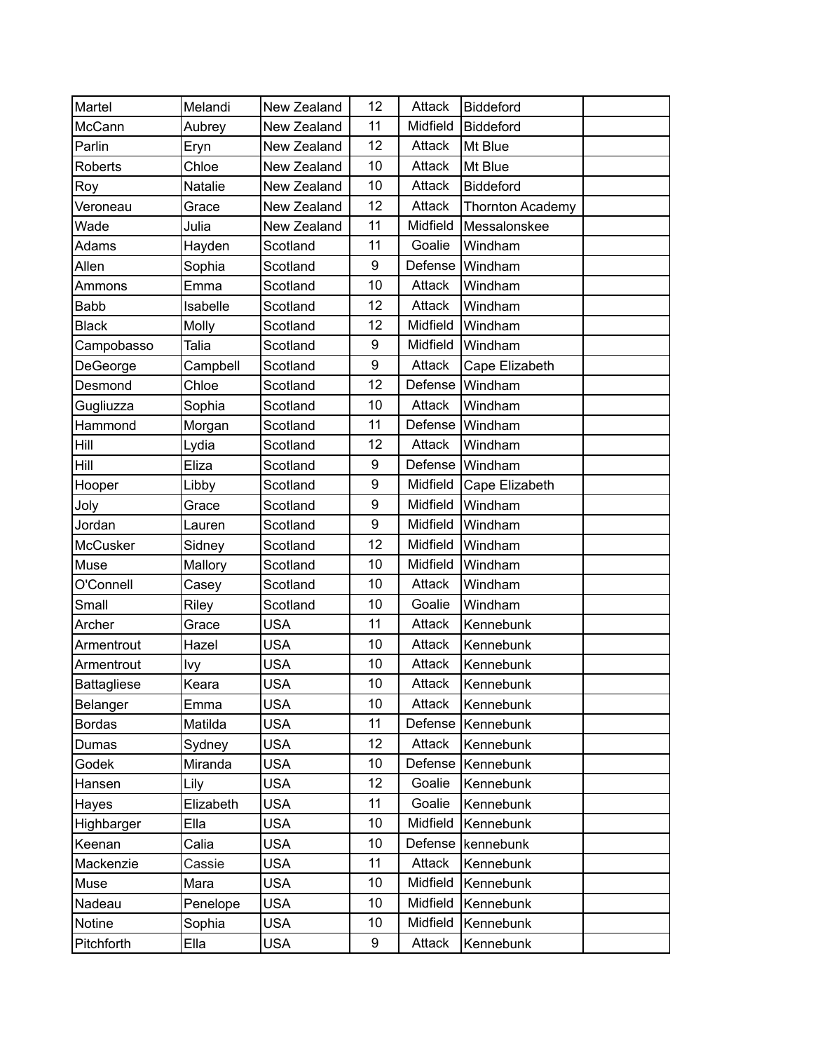| | | | | | | |
|---|---|---|---|---|---|---|
| Martel | Melandi | New Zealand | 12 | Attack | Biddeford | |
| McCann | Aubrey | New Zealand | 11 | Midfield | Biddeford | |
| Parlin | Eryn | New Zealand | 12 | Attack | Mt Blue | |
| Roberts | Chloe | New Zealand | 10 | Attack | Mt Blue | |
| Roy | Natalie | New Zealand | 10 | Attack | Biddeford | |
| Veroneau | Grace | New Zealand | 12 | Attack | Thornton Academy | |
| Wade | Julia | New Zealand | 11 | Midfield | Messalonskee | |
| Adams | Hayden | Scotland | 11 | Goalie | Windham | |
| Allen | Sophia | Scotland | 9 | Defense | Windham | |
| Ammons | Emma | Scotland | 10 | Attack | Windham | |
| Babb | Isabelle | Scotland | 12 | Attack | Windham | |
| Black | Molly | Scotland | 12 | Midfield | Windham | |
| Campobasso | Talia | Scotland | 9 | Midfield | Windham | |
| DeGeorge | Campbell | Scotland | 9 | Attack | Cape Elizabeth | |
| Desmond | Chloe | Scotland | 12 | Defense | Windham | |
| Gugliuzza | Sophia | Scotland | 10 | Attack | Windham | |
| Hammond | Morgan | Scotland | 11 | Defense | Windham | |
| Hill | Lydia | Scotland | 12 | Attack | Windham | |
| Hill | Eliza | Scotland | 9 | Defense | Windham | |
| Hooper | Libby | Scotland | 9 | Midfield | Cape Elizabeth | |
| Joly | Grace | Scotland | 9 | Midfield | Windham | |
| Jordan | Lauren | Scotland | 9 | Midfield | Windham | |
| McCusker | Sidney | Scotland | 12 | Midfield | Windham | |
| Muse | Mallory | Scotland | 10 | Midfield | Windham | |
| O'Connell | Casey | Scotland | 10 | Attack | Windham | |
| Small | Riley | Scotland | 10 | Goalie | Windham | |
| Archer | Grace | USA | 11 | Attack | Kennebunk | |
| Armentrout | Hazel | USA | 10 | Attack | Kennebunk | |
| Armentrout | Ivy | USA | 10 | Attack | Kennebunk | |
| Battagliese | Keara | USA | 10 | Attack | Kennebunk | |
| Belanger | Emma | USA | 10 | Attack | Kennebunk | |
| Bordas | Matilda | USA | 11 | Defense | Kennebunk | |
| Dumas | Sydney | USA | 12 | Attack | Kennebunk | |
| Godek | Miranda | USA | 10 | Defense | Kennebunk | |
| Hansen | Lily | USA | 12 | Goalie | Kennebunk | |
| Hayes | Elizabeth | USA | 11 | Goalie | Kennebunk | |
| Highbarger | Ella | USA | 10 | Midfield | Kennebunk | |
| Keenan | Calia | USA | 10 | Defense | kennebunk | |
| Mackenzie | Cassie | USA | 11 | Attack | Kennebunk | |
| Muse | Mara | USA | 10 | Midfield | Kennebunk | |
| Nadeau | Penelope | USA | 10 | Midfield | Kennebunk | |
| Notine | Sophia | USA | 10 | Midfield | Kennebunk | |
| Pitchforth | Ella | USA | 9 | Attack | Kennebunk | |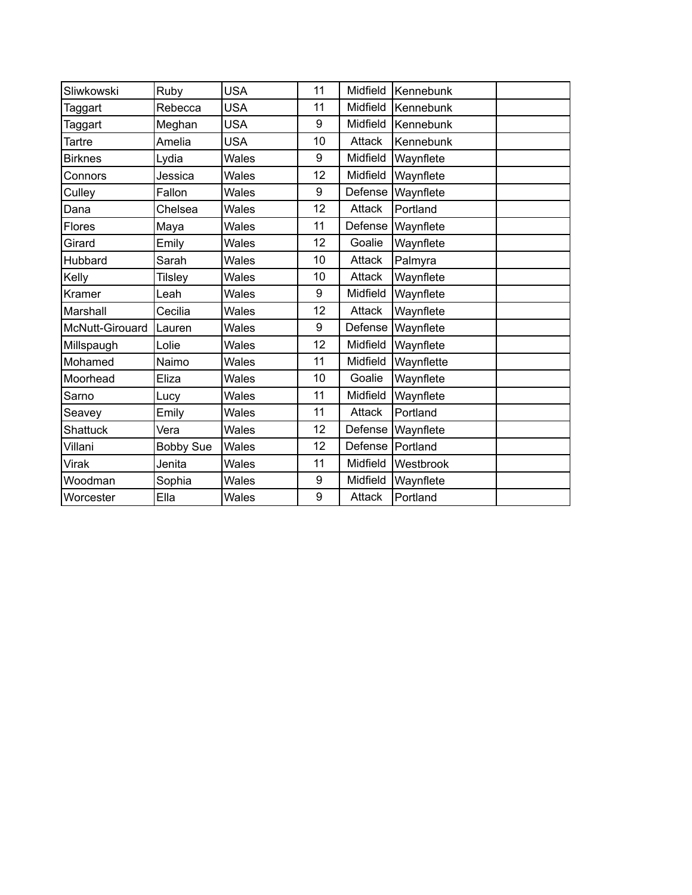| | | | | | | |
|---|---|---|---|---|---|---|
| Sliwkowski | Ruby | USA | 11 | Midfield | Kennebunk | |
| Taggart | Rebecca | USA | 11 | Midfield | Kennebunk | |
| Taggart | Meghan | USA | 9 | Midfield | Kennebunk | |
| Tartre | Amelia | USA | 10 | Attack | Kennebunk | |
| Birknes | Lydia | Wales | 9 | Midfield | Waynflete | |
| Connors | Jessica | Wales | 12 | Midfield | Waynflete | |
| Culley | Fallon | Wales | 9 | Defense | Waynflete | |
| Dana | Chelsea | Wales | 12 | Attack | Portland | |
| Flores | Maya | Wales | 11 | Defense | Waynflete | |
| Girard | Emily | Wales | 12 | Goalie | Waynflete | |
| Hubbard | Sarah | Wales | 10 | Attack | Palmyra | |
| Kelly | Tilsley | Wales | 10 | Attack | Waynflete | |
| Kramer | Leah | Wales | 9 | Midfield | Waynflete | |
| Marshall | Cecilia | Wales | 12 | Attack | Waynflete | |
| McNutt-Girouard | Lauren | Wales | 9 | Defense | Waynflete | |
| Millspaugh | Lolie | Wales | 12 | Midfield | Waynflete | |
| Mohamed | Naimo | Wales | 11 | Midfield | Waynflette | |
| Moorhead | Eliza | Wales | 10 | Goalie | Waynflete | |
| Sarno | Lucy | Wales | 11 | Midfield | Waynflete | |
| Seavey | Emily | Wales | 11 | Attack | Portland | |
| Shattuck | Vera | Wales | 12 | Defense | Waynflete | |
| Villani | Bobby Sue | Wales | 12 | Defense | Portland | |
| Virak | Jenita | Wales | 11 | Midfield | Westbrook | |
| Woodman | Sophia | Wales | 9 | Midfield | Waynflete | |
| Worcester | Ella | Wales | 9 | Attack | Portland | |